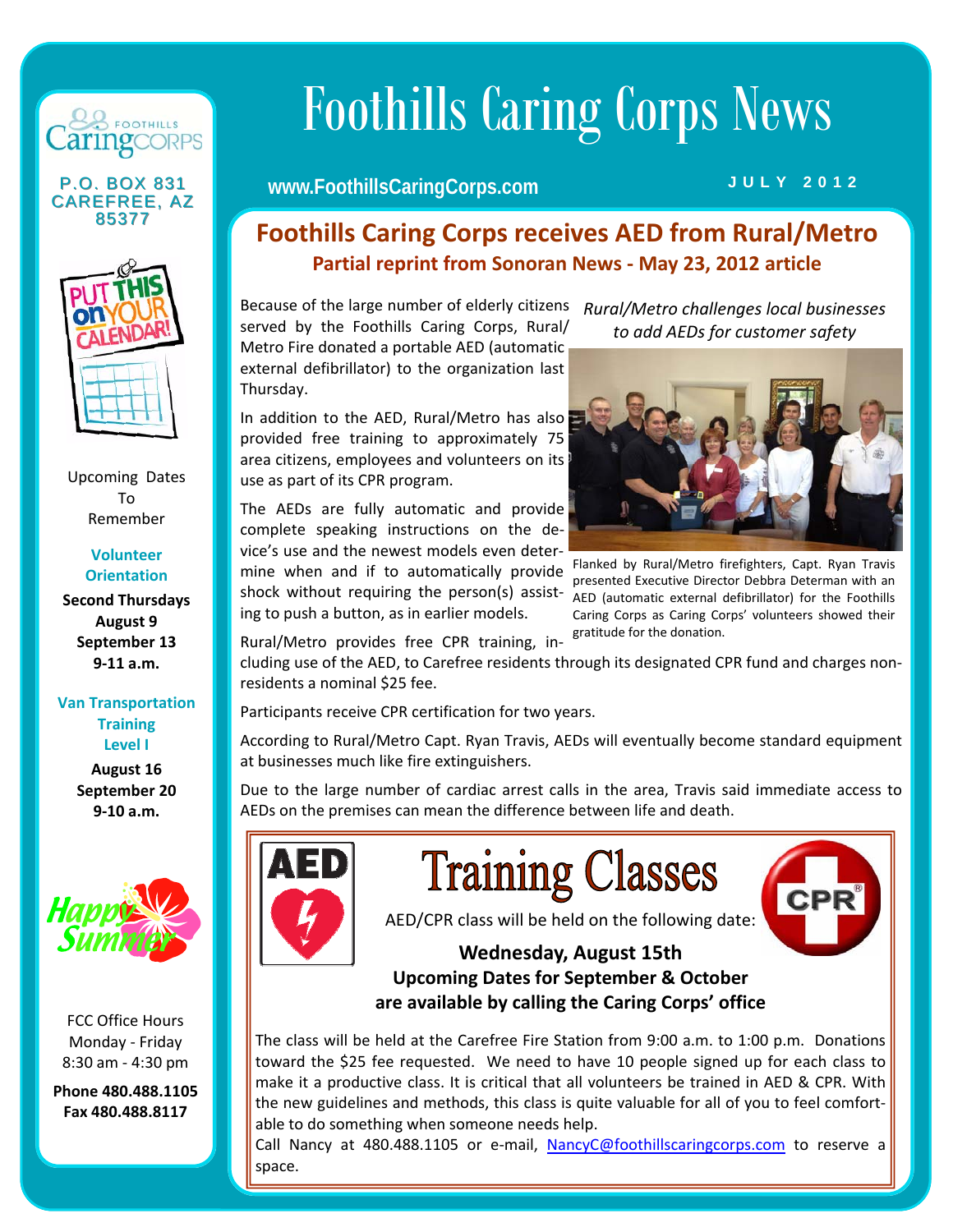# Foothills Caring Corps News

www.FoothillsCaringCorps.com

JULY 2012

## Foothills Caring Corps receives AED from Rural/Metro

### Partial reprint from Sonoran News - May 23, 2012 article

Because of the large number of elderly citizens served by the Foothills Caring Corps, Rural/Metro Fire donated a portable AED (automatic external defibrillator) to the organization last Thursday.

In addition to the AED, Rural/Metro has also provided free training to approximately 75 area citizens, employees and volunteers on its use as part of its CPR program.

The AEDs are fully automatic and provide complete speaking instructions on the device's use and the newest models even determine when and if to automatically provide shock without requiring the person(s) assisting to push a button, as in earlier models.

*Rural/Metro challenges local businesses to add AEDs for customer safety*

Flanked by Rural/Metro firefighters, Capt. Ryan Travis presented Executive Director Debbra Determan with an AED (automatic external defibrillator) for the Foothills Caring Corps as Caring Corps' volunteers showed their gratitude for the donation.

Rural/Metro provides free CPR training, including use of the AED, to Carefree residents through its designated CPR fund and charges non-residents a nominal $25 fee.

Participants receive CPR certification for two years.

According to Rural/Metro Capt. Ryan Travis, AEDs will eventually become standard equipment at businesses much like fire extinguishers.

Due to the large number of cardiac arrest calls in the area, Travis said immediate access to AEDs on the premises can mean the difference between life and death.

## Training Classes

AED/CPR class will be held on the following date:

**Wednesday, August 15th**

**Upcoming Dates for September & October are available by calling the Caring Corps' office**

The class will be held at the Carefree Fire Station from 9:00 a.m. to 1:00 p.m. Donations toward the $25 fee requested. We need to have 10 people signed up for each class to make it a productive class. It is critical that all volunteers be trained in AED & CPR. With the new guidelines and methods, this class is quite valuable for all of you to feel comfortable to do something when someone needs help.

Call Nancy at 480.488.1105 or e-mail, NancyC@foothillscaringcorps.com to reserve a space.

---

Foothills Caring Corps

P.O. BOX 831
CAREFREE, AZ
85377

Upcoming Dates To Remember

**Volunteer Orientation**

**Second Thursdays**
**August 9**
**September 13**
**9-11 a.m.**

**Van Transportation Training Level I**

**August 16**
**September 20**
**9-10 a.m.**

Happy Summer

FCC Office Hours
Monday - Friday
8:30 am - 4:30 pm

**Phone 480.488.1105**
**Fax 480.488.8117**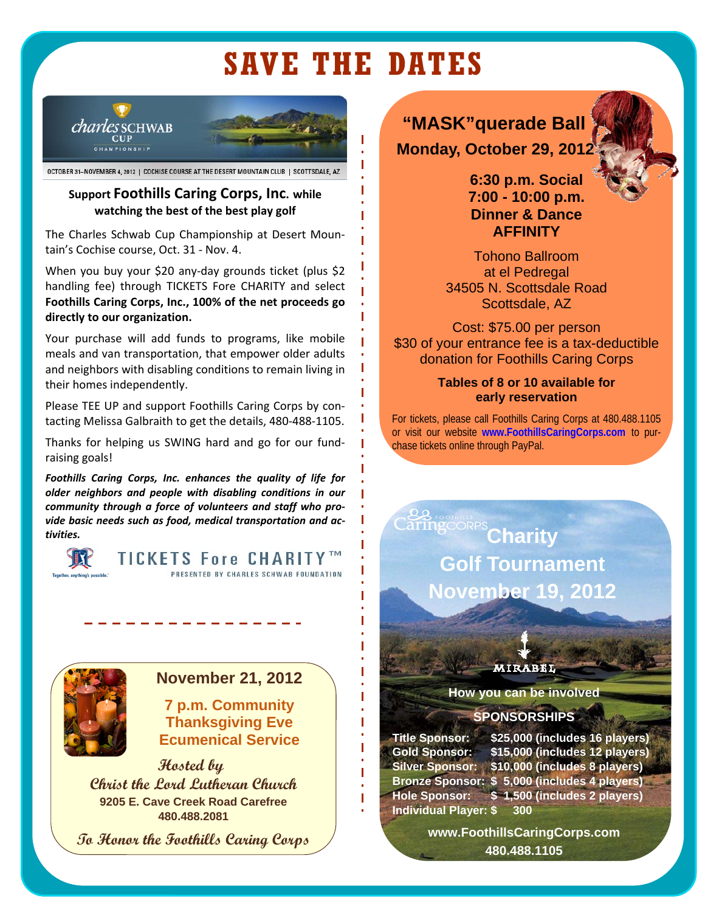# SAVE THE DATES

charles SCHWAB CUP CHAMPIONSHIP

OCTOBER 31–NOVEMBER 4, 2012 | COCHISE COURSE AT THE DESERT MOUNTAIN CLUB | SCOTTSDALE, AZ

**Support Foothills Caring Corps, Inc. while watching the best of the best play golf**

The Charles Schwab Cup Championship at Desert Mountain's Cochise course, Oct. 31 - Nov. 4.

When you buy your $20 any-day grounds ticket (plus $2 handling fee) through TICKETS Fore CHARITY and select **Foothills Caring Corps, Inc., 100% of the net proceeds go directly to our organization.**

Your purchase will add funds to programs, like mobile meals and van transportation, that empower older adults and neighbors with disabling conditions to remain living in their homes independently.

Please TEE UP and support Foothills Caring Corps by contacting Melissa Galbraith to get the details, 480-488-1105.

Thanks for helping us SWING hard and go for our fundraising goals!

***Foothills Caring Corps, Inc. enhances the quality of life for older neighbors and people with disabling conditions in our community through a force of volunteers and staff who provide basic needs such as food, medical transportation and activities.***

Together, anything's possible.

TICKETS Fore CHARITY™
PRESENTED BY CHARLES SCHWAB FOUNDATION

## November 21, 2012

**7 p.m. Community Thanksgiving Eve Ecumenical Service**

*Hosted by*
*Christ the Lord Lutheran Church*
**9205 E. Cave Creek Road Carefree**
**480.488.2081**

*To Honor the Foothills Caring Corps*

## "MASK"querade Ball

**Monday, October 29, 2012**

**6:30 p.m. Social**
**7:00 - 10:00 p.m.**
**Dinner & Dance**
**AFFINITY**

Tohono Ballroom
at el Pedregal
34505 N. Scottsdale Road
Scottsdale, AZ

Cost: $75.00 per person
$30 of your entrance fee is a tax-deductible donation for Foothills Caring Corps

**Tables of 8 or 10 available for early reservation**

For tickets, please call Foothills Caring Corps at 480.488.1105 or visit our website **www.FoothillsCaringCorps.com** to purchase tickets online through PayPal.

Foothills CaringCORPS

## Charity Golf Tournament November 19, 2012

MIRABEL

**How you can be involved**

**SPONSORSHIPS**

| | |
|---|---|
| Title Sponsor: | $25,000 (includes 16 players) |
| Gold Sponsor: | $15,000 (includes 12 players) |
| Silver Sponsor: | $10,000 (includes 8 players) |
| Bronze Sponsor: | $ 5,000 (includes 4 players) |
| Hole Sponsor: | $ 1,500 (includes 2 players) |
| Individual Player: | $ 300 |

**www.FoothillsCaringCorps.com**
**480.488.1105**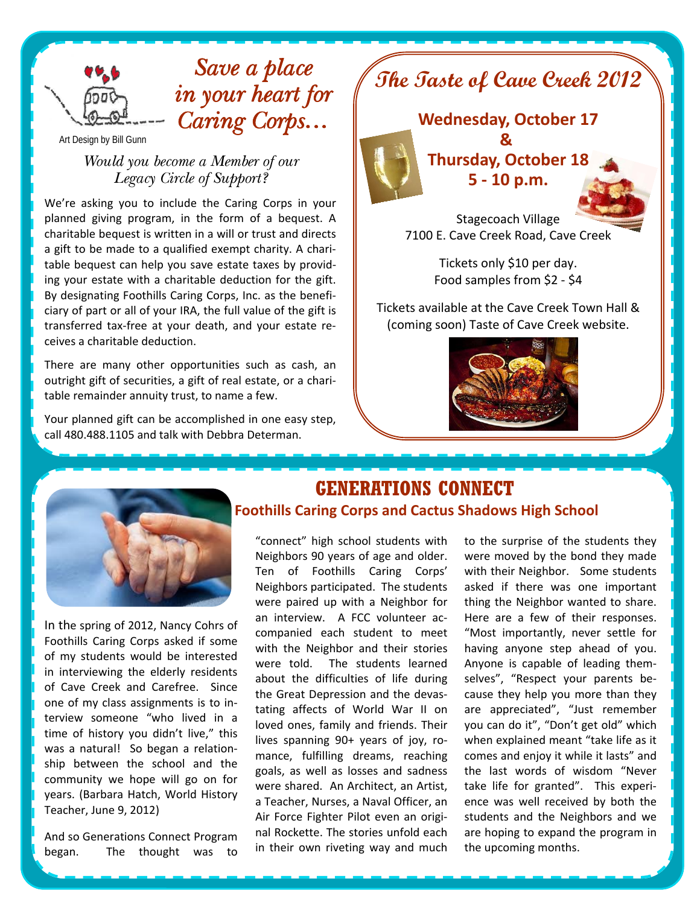## Save a place in your heart for Caring Corps...

Art Design by Bill Gunn

*Would you become a Member of our Legacy Circle of Support?*

We're asking you to include the Caring Corps in your planned giving program, in the form of a bequest. A charitable bequest is written in a will or trust and directs a gift to be made to a qualified exempt charity. A charitable bequest can help you save estate taxes by providing your estate with a charitable deduction for the gift. By designating Foothills Caring Corps, Inc. as the beneficiary of part or all of your IRA, the full value of the gift is transferred tax-free at your death, and your estate receives a charitable deduction.

There are many other opportunities such as cash, an outright gift of securities, a gift of real estate, or a charitable remainder annuity trust, to name a few.

Your planned gift can be accomplished in one easy step, call 480.488.1105 and talk with Debbra Determan.

## The Taste of Cave Creek 2012

**Wednesday, October 17**
**&**
**Thursday, October 18**
**5 - 10 p.m.**

Stagecoach Village
7100 E. Cave Creek Road, Cave Creek

Tickets only $10 per day.
Food samples from $2 - $4

Tickets available at the Cave Creek Town Hall & (coming soon) Taste of Cave Creek website.

## GENERATIONS CONNECT

### Foothills Caring Corps and Cactus Shadows High School

In the spring of 2012, Nancy Cohrs of Foothills Caring Corps asked if some of my students would be interested in interviewing the elderly residents of Cave Creek and Carefree. Since one of my class assignments is to interview someone "who lived in a time of history you didn't live," this was a natural! So began a relationship between the school and the community we hope will go on for years. (Barbara Hatch, World History Teacher, June 9, 2012)

And so Generations Connect Program began. The thought was to "connect" high school students with Neighbors 90 years of age and older. Ten of Foothills Caring Corps' Neighbors participated. The students were paired up with a Neighbor for an interview. A FCC volunteer accompanied each student to meet with the Neighbor and their stories were told. The students learned about the difficulties of life during the Great Depression and the devastating affects of World War II on loved ones, family and friends. Their lives spanning 90+ years of joy, romance, fulfilling dreams, reaching goals, as well as losses and sadness were shared. An Architect, an Artist, a Teacher, Nurses, a Naval Officer, an Air Force Fighter Pilot even an original Rockette. The stories unfold each in their own riveting way and much to the surprise of the students they were moved by the bond they made with their Neighbor. Some students asked if there was one important thing the Neighbor wanted to share. Here are a few of their responses. "Most importantly, never settle for having anyone step ahead of you. Anyone is capable of leading themselves", "Respect your parents because they help you more than they are appreciated", "Just remember you can do it", "Don't get old" which when explained meant "take life as it comes and enjoy it while it lasts" and the last words of wisdom "Never take life for granted". This experience was well received by both the students and the Neighbors and we are hoping to expand the program in the upcoming months.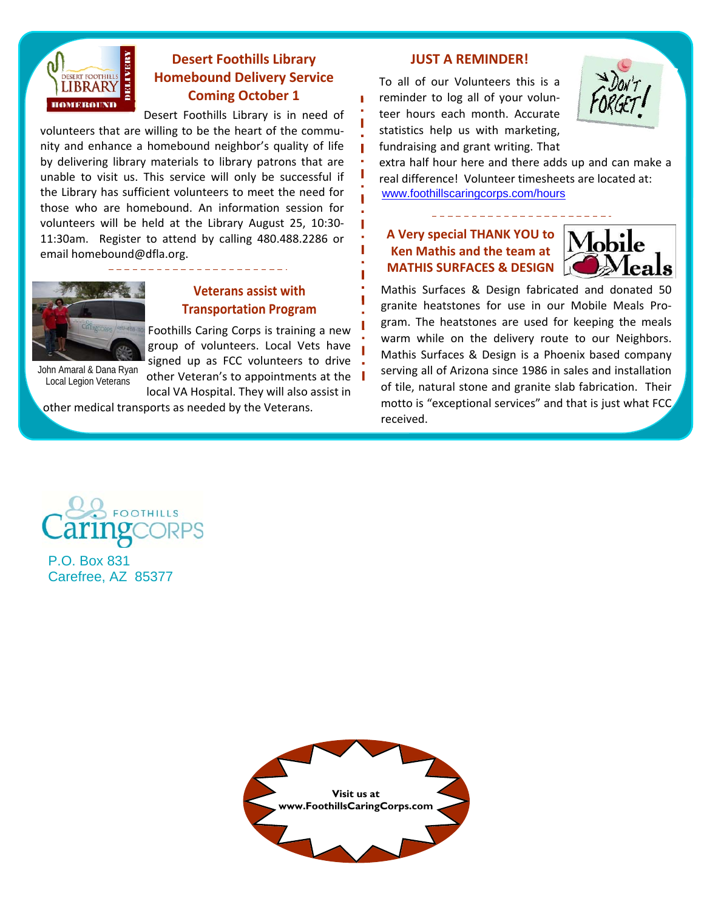## Desert Foothills Library Homebound Delivery Service Coming October 1

Desert Foothills Library is in need of volunteers that are willing to be the heart of the community and enhance a homebound neighbor's quality of life by delivering library materials to library patrons that are unable to visit us. This service will only be successful if the Library has sufficient volunteers to meet the need for those who are homebound. An information session for volunteers will be held at the Library August 25, 10:30-11:30am. Register to attend by calling 480.488.2286 or email homebound@dfla.org.

## Veterans assist with Transportation Program

John Amaral & Dana Ryan
Local Legion Veterans

Foothills Caring Corps is training a new group of volunteers. Local Vets have signed up as FCC volunteers to drive other Veteran's to appointments at the local VA Hospital. They will also assist in other medical transports as needed by the Veterans.

## JUST A REMINDER!

To all of our Volunteers this is a reminder to log all of your volunteer hours each month. Accurate statistics help us with marketing, fundraising and grant writing. That extra half hour here and there adds up and can make a real difference! Volunteer timesheets are located at:
www.foothillscaringcorps.com/hours

## A Very special THANK YOU to Ken Mathis and the team at MATHIS SURFACES & DESIGN

Mathis Surfaces & Design fabricated and donated 50 granite heatstones for use in our Mobile Meals Program. The heatstones are used for keeping the meals warm while on the delivery route to our Neighbors. Mathis Surfaces & Design is a Phoenix based company serving all of Arizona since 1986 in sales and installation of tile, natural stone and granite slab fabrication. Their motto is "exceptional services" and that is just what FCC received.

Foothills Caring Corps
P.O. Box 831
Carefree, AZ 85377

**Visit us at www.FoothillsCaringCorps.com**